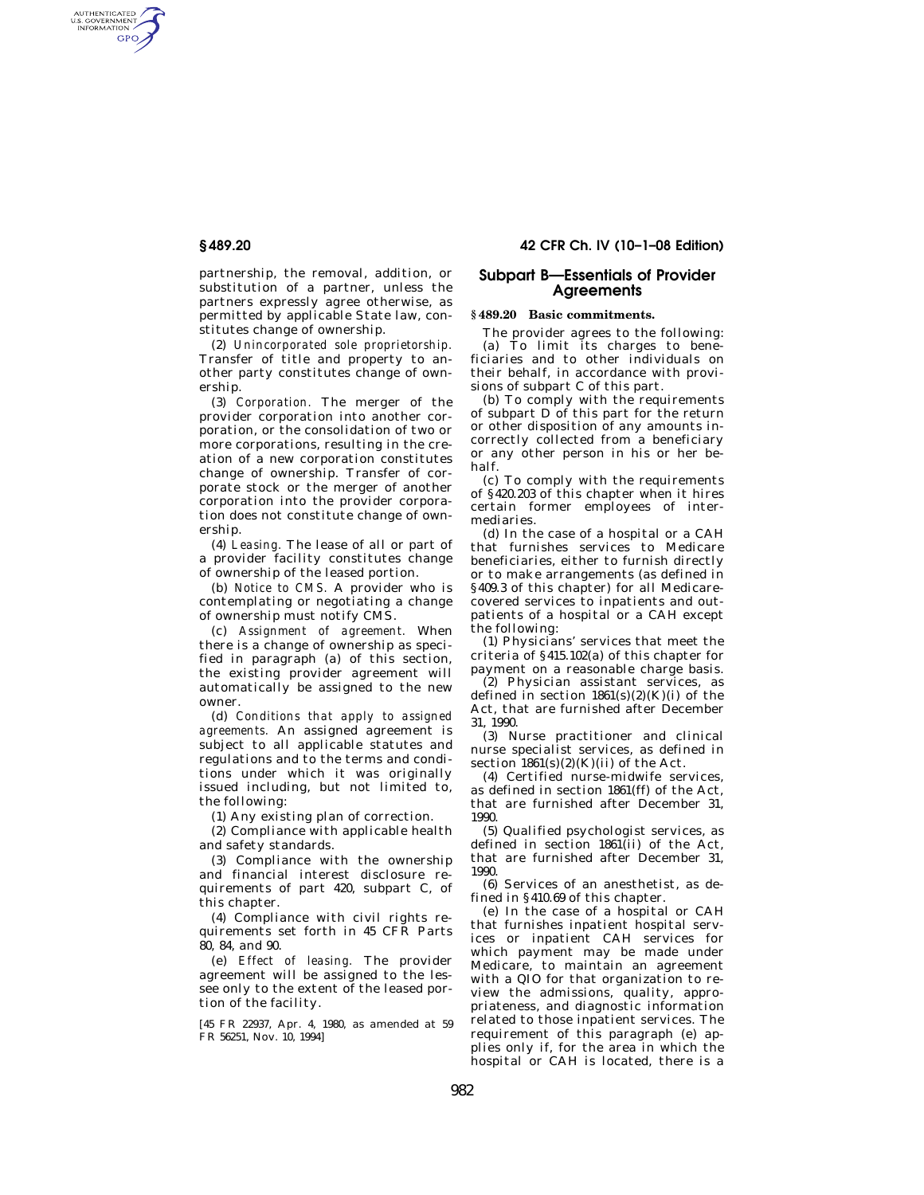partnership, the removal, addition, or substitution of a partner, unless the partners expressly agree otherwise, as permitted by applicable State law, constitutes change of ownership.

(2) *Unincorporated sole proprietorship.* Transfer of title and property to another party constitutes change of ownership.

(3) *Corporation.* The merger of the provider corporation into another corporation, or the consolidation of two or more corporations, resulting in the creation of a new corporation constitutes change of ownership. Transfer of corporate stock or the merger of another corporation into the provider corporation does not constitute change of ownership.

(4) *Leasing.* The lease of all or part of a provider facility constitutes change of ownership of the leased portion.

(b) *Notice to CMS.* A provider who is contemplating or negotiating a change of ownership must notify CMS.

(c) *Assignment of agreement.* When there is a change of ownership as specified in paragraph (a) of this section, the existing provider agreement will automatically be assigned to the new owner.

(d) *Conditions that apply to assigned agreements.* An assigned agreement is subject to all applicable statutes and regulations and to the terms and conditions under which it was originally issued including, but not limited to, the following:

(1) Any existing plan of correction.

(2) Compliance with applicable health and safety standards.

(3) Compliance with the ownership and financial interest disclosure requirements of part 420, subpart C, of this chapter.

(4) Compliance with civil rights requirements set forth in 45 CFR Parts 80, 84, and 90.

(e) *Effect of leasing.* The provider agreement will be assigned to the lessee only to the extent of the leased portion of the facility.

[45 FR 22937, Apr. 4, 1980, as amended at 59 FR 56251, Nov. 10, 1994]

## Subpart B—Essentials of Provider Agreements

### § 489.20 Basic commitments.

The provider agrees to the following:

(a) To limit its charges to beneficiaries and to other individuals on their behalf, in accordance with provisions of subpart C of this part.

(b) To comply with the requirements of subpart D of this part for the return or other disposition of any amounts incorrectly collected from a beneficiary or any other person in his or her behalf.

(c) To comply with the requirements of §420.203 of this chapter when it hires certain former employees of intermediaries.

(d) In the case of a hospital or a CAH that furnishes services to Medicare beneficiaries, either to furnish directly or to make arrangements (as defined in §409.3 of this chapter) for all Medicare-covered services to inpatients and outpatients of a hospital or a CAH except the following:

(1) Physicians' services that meet the criteria of §415.102(a) of this chapter for payment on a reasonable charge basis.

(2) Physician assistant services, as defined in section 1861(s)(2)(K)(i) of the Act, that are furnished after December 31, 1990.

(3) Nurse practitioner and clinical nurse specialist services, as defined in section 1861(s)(2)(K)(ii) of the Act.

(4) Certified nurse-midwife services, as defined in section 1861(ff) of the Act, that are furnished after December 31, 1990.

(5) Qualified psychologist services, as defined in section 1861(ii) of the Act, that are furnished after December 31, 1990.

(6) Services of an anesthetist, as defined in §410.69 of this chapter.

(e) In the case of a hospital or CAH that furnishes inpatient hospital services or inpatient CAH services for which payment may be made under Medicare, to maintain an agreement with a QIO for that organization to review the admissions, quality, appropriateness, and diagnostic information related to those inpatient services. The requirement of this paragraph (e) applies only if, for the area in which the hospital or CAH is located, there is a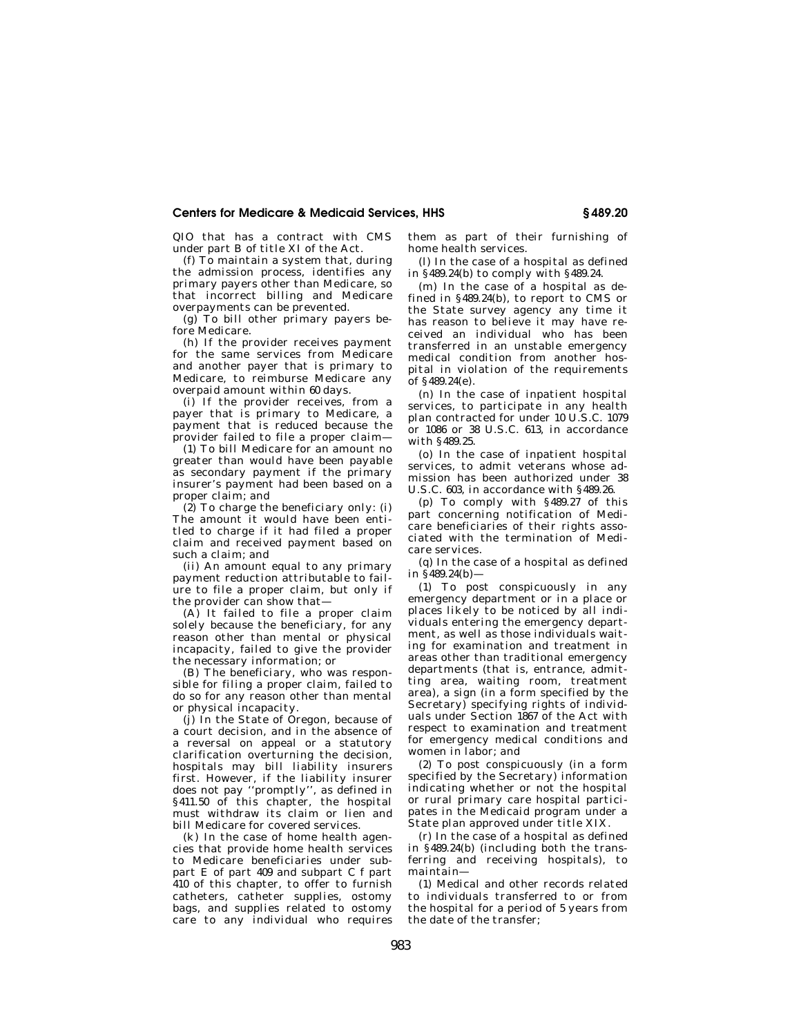QIO that has a contract with CMS under part B of title XI of the Act.

(f) To maintain a system that, during the admission process, identifies any primary payers other than Medicare, so that incorrect billing and Medicare overpayments can be prevented.

(g) To bill other primary payers before Medicare.

(h) If the provider receives payment for the same services from Medicare and another payer that is primary to Medicare, to reimburse Medicare any overpaid amount within 60 days.

(i) If the provider receives, from a payer that is primary to Medicare, a payment that is reduced because the provider failed to file a proper claim—

(1) To bill Medicare for an amount no greater than would have been payable as secondary payment if the primary insurer's payment had been based on a proper claim; and

(2) To charge the beneficiary only: (i) The amount it would have been entitled to charge if it had filed a proper claim and received payment based on such a claim; and

(ii) An amount equal to any primary payment reduction attributable to failure to file a proper claim, but only if the provider can show that—

(A) It failed to file a proper claim solely because the beneficiary, for any reason other than mental or physical incapacity, failed to give the provider the necessary information; or

(B) The beneficiary, who was responsible for filing a proper claim, failed to do so for any reason other than mental or physical incapacity.

(j) In the State of Oregon, because of a court decision, and in the absence of a reversal on appeal or a statutory clarification overturning the decision, hospitals may bill liability insurers first. However, if the liability insurer does not pay ''promptly'', as defined in §411.50 of this chapter, the hospital must withdraw its claim or lien and bill Medicare for covered services.

(k) In the case of home health agencies that provide home health services to Medicare beneficiaries under subpart E of part 409 and subpart C f part 410 of this chapter, to offer to furnish catheters, catheter supplies, ostomy bags, and supplies related to ostomy care to any individual who requires them as part of their furnishing of home health services.

(l) In the case of a hospital as defined in §489.24(b) to comply with §489.24.

(m) In the case of a hospital as defined in §489.24(b), to report to CMS or the State survey agency any time it has reason to believe it may have received an individual who has been transferred in an unstable emergency medical condition from another hospital in violation of the requirements of §489.24(e).

(n) In the case of inpatient hospital services, to participate in any health plan contracted for under 10 U.S.C. 1079 or 1086 or 38 U.S.C. 613, in accordance with §489.25.

(o) In the case of inpatient hospital services, to admit veterans whose admission has been authorized under 38 U.S.C. 603, in accordance with §489.26.

(p) To comply with §489.27 of this part concerning notification of Medicare beneficiaries of their rights associated with the termination of Medicare services.

(q) In the case of a hospital as defined in §489.24(b)—

(1) To post conspicuously in any emergency department or in a place or places likely to be noticed by all individuals entering the emergency department, as well as those individuals waiting for examination and treatment in areas other than traditional emergency departments (that is, entrance, admitting area, waiting room, treatment area), a sign (in a form specified by the Secretary) specifying rights of individuals under Section 1867 of the Act with respect to examination and treatment for emergency medical conditions and women in labor; and

(2) To post conspicuously (in a form specified by the Secretary) information indicating whether or not the hospital or rural primary care hospital participates in the Medicaid program under a State plan approved under title XIX.

(r) In the case of a hospital as defined in §489.24(b) (including both the transferring and receiving hospitals), to maintain—

(1) Medical and other records related to individuals transferred to or from the hospital for a period of 5 years from the date of the transfer;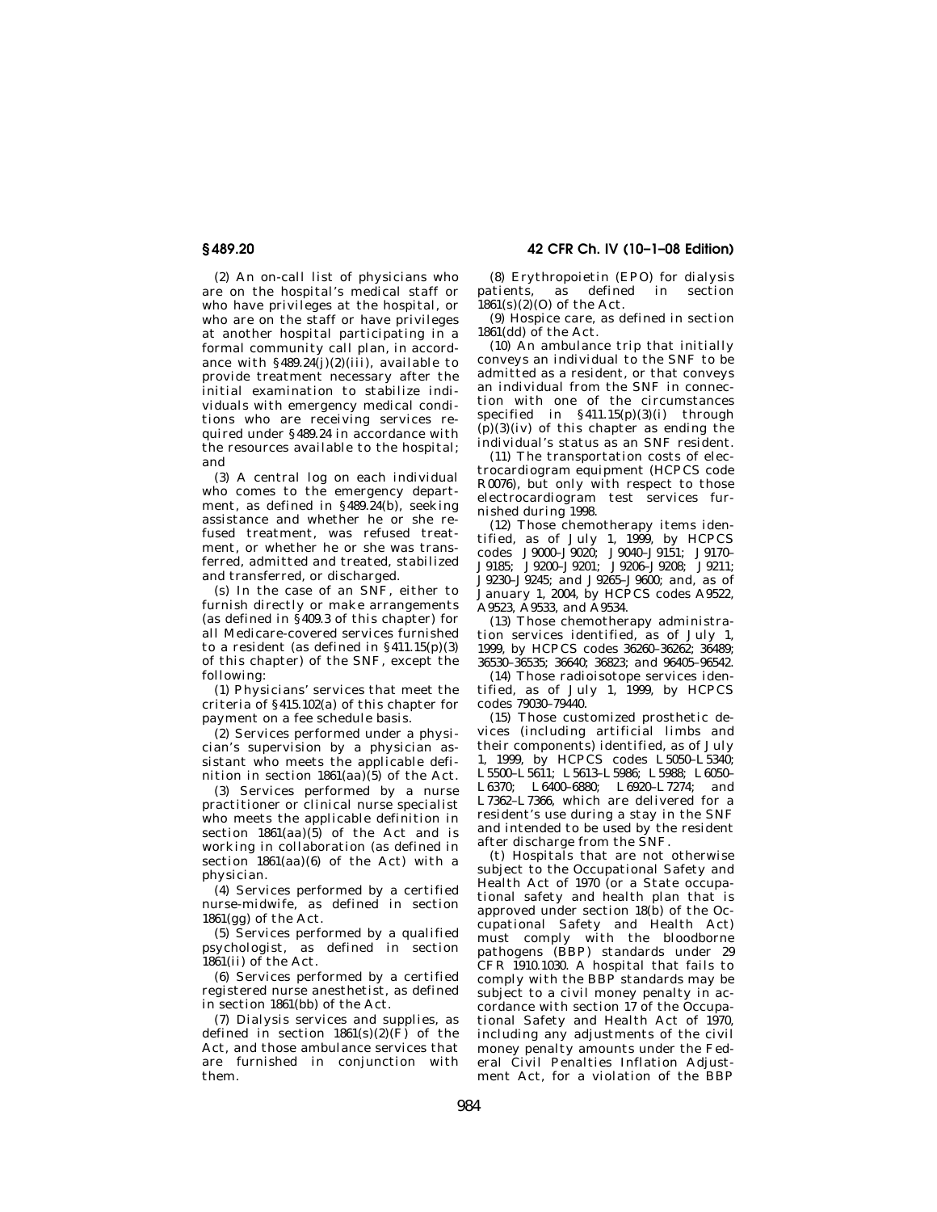(2) An on-call list of physicians who are on the hospital's medical staff or who have privileges at the hospital, or who are on the staff or have privileges at another hospital participating in a formal community call plan, in accordance with §489.24(j)(2)(iii), available to provide treatment necessary after the initial examination to stabilize individuals with emergency medical conditions who are receiving services required under §489.24 in accordance with the resources available to the hospital; and

(3) A central log on each individual who comes to the emergency department, as defined in §489.24(b), seeking assistance and whether he or she refused treatment, was refused treatment, or whether he or she was transferred, admitted and treated, stabilized and transferred, or discharged.

(s) In the case of an SNF, either to furnish directly or make arrangements (as defined in §409.3 of this chapter) for all Medicare-covered services furnished to a resident (as defined in §411.15(p)(3) of this chapter) of the SNF, except the following:

(1) Physicians' services that meet the criteria of §415.102(a) of this chapter for payment on a fee schedule basis.

(2) Services performed under a physician's supervision by a physician assistant who meets the applicable definition in section 1861(aa)(5) of the Act.

(3) Services performed by a nurse practitioner or clinical nurse specialist who meets the applicable definition in section 1861(aa)(5) of the Act and is working in collaboration (as defined in section 1861(aa)(6) of the Act) with a physician.

(4) Services performed by a certified nurse-midwife, as defined in section 1861(gg) of the Act.

(5) Services performed by a qualified psychologist, as defined in section 1861(ii) of the Act.

(6) Services performed by a certified registered nurse anesthetist, as defined in section 1861(bb) of the Act.

(7) Dialysis services and supplies, as defined in section 1861(s)(2)(F) of the Act, and those ambulance services that are furnished in conjunction with them.

(8) Erythropoietin (EPO) for dialysis patients, as defined in section 1861(s)(2)(O) of the Act.

(9) Hospice care, as defined in section 1861(dd) of the Act.

(10) An ambulance trip that initially conveys an individual to the SNF to be admitted as a resident, or that conveys an individual from the SNF in connection with one of the circumstances specified in §411.15(p)(3)(i) through (p)(3)(iv) of this chapter as ending the individual's status as an SNF resident.

(11) The transportation costs of electrocardiogram equipment (HCPCS code R0076), but only with respect to those electrocardiogram test services furnished during 1998.

(12) Those chemotherapy items identified, as of July 1, 1999, by HCPCS codes J9000–J9020; J9040–J9151; J9170–J9185; J9200–J9201; J9206–J9208; J9211; J9230–J9245; and J9265–J9600; and, as of January 1, 2004, by HCPCS codes A9522, A9523, A9533, and A9534.

(13) Those chemotherapy administration services identified, as of July 1, 1999, by HCPCS codes 36260–36262; 36489; 36530–36535; 36640; 36823; and 96405–96542.

(14) Those radioisotope services identified, as of July 1, 1999, by HCPCS codes 79030–79440.

(15) Those customized prosthetic devices (including artificial limbs and their components) identified, as of July 1, 1999, by HCPCS codes L5050–L5340; L5500–L5611; L5613–L5986; L5988; L6050–L6370; L6400–6880; L6920–L7274; and L7362–L7366, which are delivered for a resident's use during a stay in the SNF and intended to be used by the resident after discharge from the SNF.

(t) Hospitals that are not otherwise subject to the Occupational Safety and Health Act of 1970 (or a State occupational safety and health plan that is approved under section 18(b) of the Occupational Safety and Health Act) must comply with the bloodborne pathogens (BBP) standards under 29 CFR 1910.1030. A hospital that fails to comply with the BBP standards may be subject to a civil money penalty in accordance with section 17 of the Occupational Safety and Health Act of 1970, including any adjustments of the civil money penalty amounts under the Federal Civil Penalties Inflation Adjustment Act, for a violation of the BBP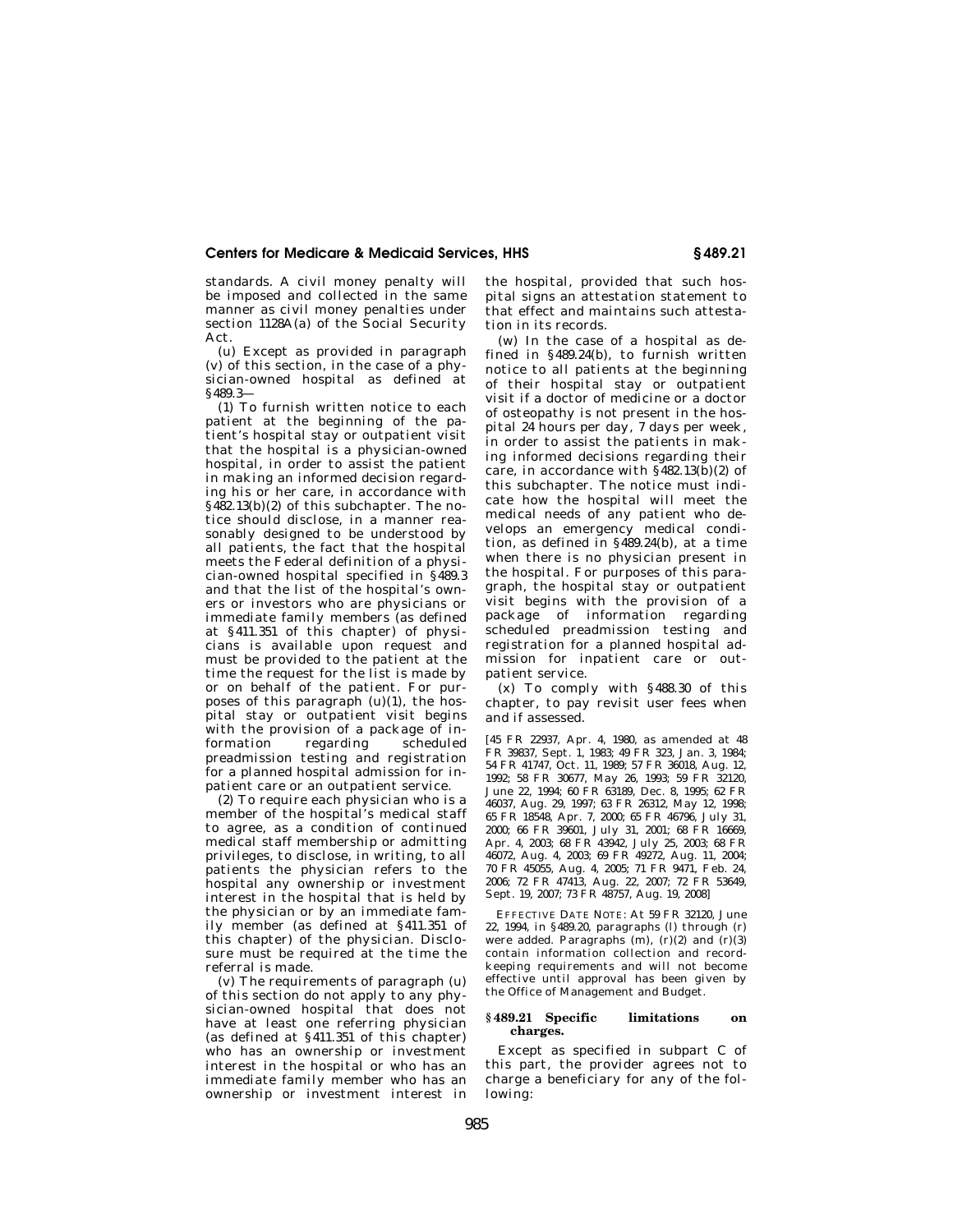standards. A civil money penalty will be imposed and collected in the same manner as civil money penalties under section 1128A(a) of the Social Security Act.

(u) Except as provided in paragraph (v) of this section, in the case of a physician-owned hospital as defined at §489.3—

(1) To furnish written notice to each patient at the beginning of the patient's hospital stay or outpatient visit that the hospital is a physician-owned hospital, in order to assist the patient in making an informed decision regarding his or her care, in accordance with §482.13(b)(2) of this subchapter. The notice should disclose, in a manner reasonably designed to be understood by all patients, the fact that the hospital meets the Federal definition of a physician-owned hospital specified in §489.3 and that the list of the hospital's owners or investors who are physicians or immediate family members (as defined at §411.351 of this chapter) of physicians is available upon request and must be provided to the patient at the time the request for the list is made by or on behalf of the patient. For purposes of this paragraph (u)(1), the hospital stay or outpatient visit begins with the provision of a package of information regarding scheduled preadmission testing and registration for a planned hospital admission for inpatient care or an outpatient service.

(2) To require each physician who is a member of the hospital's medical staff to agree, as a condition of continued medical staff membership or admitting privileges, to disclose, in writing, to all patients the physician refers to the hospital any ownership or investment interest in the hospital that is held by the physician or by an immediate family member (as defined at §411.351 of this chapter) of the physician. Disclosure must be required at the time the referral is made.

(v) The requirements of paragraph (u) of this section do not apply to any physician-owned hospital that does not have at least one referring physician (as defined at §411.351 of this chapter) who has an ownership or investment interest in the hospital or who has an immediate family member who has an ownership or investment interest in the hospital, provided that such hospital signs an attestation statement to that effect and maintains such attestation in its records.

(w) In the case of a hospital as defined in §489.24(b), to furnish written notice to all patients at the beginning of their hospital stay or outpatient visit if a doctor of medicine or a doctor of osteopathy is not present in the hospital 24 hours per day, 7 days per week, in order to assist the patients in making informed decisions regarding their care, in accordance with §482.13(b)(2) of this subchapter. The notice must indicate how the hospital will meet the medical needs of any patient who develops an emergency medical condition, as defined in §489.24(b), at a time when there is no physician present in the hospital. For purposes of this paragraph, the hospital stay or outpatient visit begins with the provision of a package of information regarding scheduled preadmission testing and registration for a planned hospital admission for inpatient care or outpatient service.

(x) To comply with §488.30 of this chapter, to pay revisit user fees when and if assessed.

[45 FR 22937, Apr. 4, 1980, as amended at 48 FR 39837, Sept. 1, 1983; 49 FR 323, Jan. 3, 1984; 54 FR 41747, Oct. 11, 1989; 57 FR 36018, Aug. 12, 1992; 58 FR 30677, May 26, 1993; 59 FR 32120, June 22, 1994; 60 FR 63189, Dec. 8, 1995; 62 FR 46037, Aug. 29, 1997; 63 FR 26312, May 12, 1998; 65 FR 18548, Apr. 7, 2000; 65 FR 46796, July 31, 2000; 66 FR 39601, July 31, 2001; 68 FR 16669, Apr. 4, 2003; 68 FR 43942, July 25, 2003; 68 FR 46072, Aug. 4, 2003; 69 FR 49272, Aug. 11, 2004; 70 FR 45055, Aug. 4, 2005; 71 FR 9471, Feb. 24, 2006; 72 FR 47413, Aug. 22, 2007; 72 FR 53649, Sept. 19, 2007; 73 FR 48757, Aug. 19, 2008]

EFFECTIVE DATE NOTE: At 59 FR 32120, June 22, 1994, in §489.20, paragraphs (l) through (r) were added. Paragraphs (m), (r)(2) and (r)(3) contain information collection and recordkeeping requirements and will not become effective until approval has been given by the Office of Management and Budget.

### §489.21 Specific limitations on charges.

Except as specified in subpart C of this part, the provider agrees not to charge a beneficiary for any of the following: